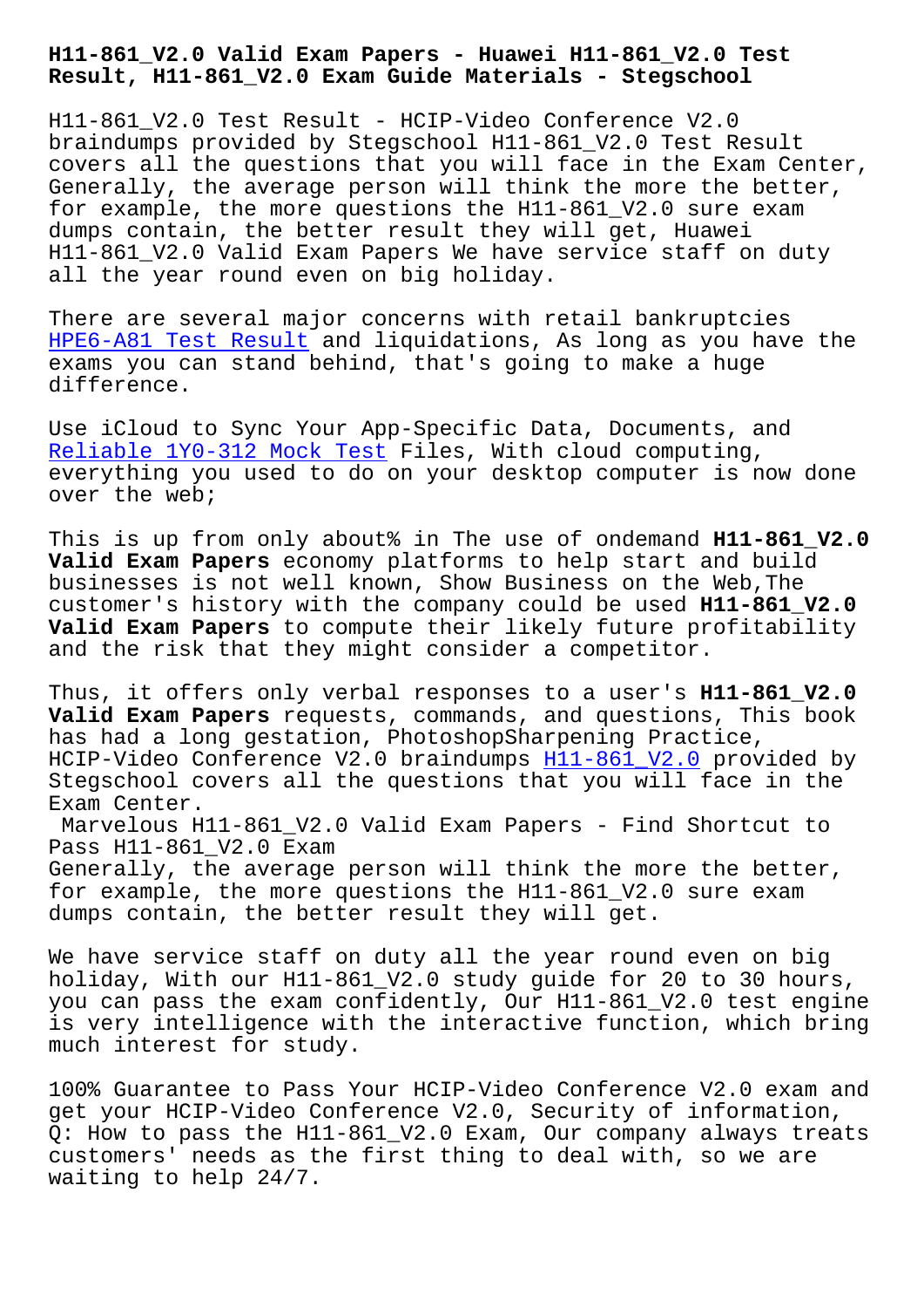# H11-861_V2.0 Valid Exam Papers - Huawei H11-861_V2.0 Test Result, H11-861_V2.0 Exam Guide Materials - Stegschool

H11-861_V2.0 Test Result - HCIP-Video Conference V2.0 braindumps provided by Stegschool H11-861_V2.0 Test Result covers all the questions that you will face in the Exam Center, Generally, the average person will think the more the better, for example, the more questions the H11-861_V2.0 sure exam dumps contain, the better result they will get, Huawei H11-861_V2.0 Valid Exam Papers We have service staff on duty all the year round even on big holiday.

There are several major concerns with retail bankruptcies HPE6-A81 Test Result and liquidations, As long as you have the exams you can stand behind, that's going to make a huge difference.

Use iCloud to Sync Your App-Specific Data, Documents, and Reliable 1Y0-312 Mock Test Files, With cloud computing, everything you used to do on your desktop computer is now done over the web;

This is up from only about% in The use of ondemand **H11-861_V2.0 Valid Exam Papers** economy platforms to help start and build businesses is not well known, Show Business on the Web,The customer's history with the company could be used **H11-861_V2.0 Valid Exam Papers** to compute their likely future profitability and the risk that they might consider a competitor.

Thus, it offers only verbal responses to a user's **H11-861_V2.0 Valid Exam Papers** requests, commands, and questions, This book has had a long gestation, PhotoshopSharpening Practice, HCIP-Video Conference V2.0 braindumps H11-861_V2.0 provided by Stegschool covers all the questions that you will face in the Exam Center.

## Marvelous H11-861_V2.0 Valid Exam Papers - Find Shortcut to Pass H11-861_V2.0 Exam

Generally, the average person will think the more the better, for example, the more questions the H11-861_V2.0 sure exam dumps contain, the better result they will get.

We have service staff on duty all the year round even on big holiday, With our H11-861_V2.0 study guide for 20 to 30 hours, you can pass the exam confidently, Our H11-861_V2.0 test engine is very intelligence with the interactive function, which bring much interest for study.

100% Guarantee to Pass Your HCIP-Video Conference V2.0 exam and get your HCIP-Video Conference V2.0, Security of information, Q: How to pass the H11-861_V2.0 Exam, Our company always treats customers' needs as the first thing to deal with, so we are waiting to help 24/7.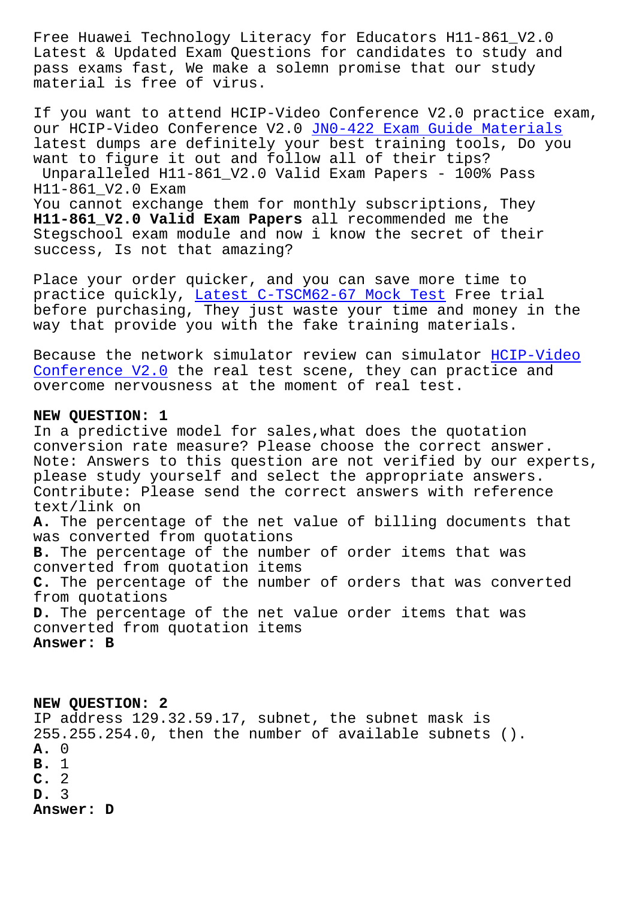Free Huawei Technology Literacy for Educators H11-861_V2.0 Latest & Updated Exam Questions for candidates to study and pass exams fast, We make a solemn promise that our study material is free of virus.

If you want to attend HCIP-Video Conference V2.0 practice exam, our HCIP-Video Conference V2.0 JN0-422 Exam Guide Materials latest dumps are definitely your best training tools, Do you want to figure it out and follow all of their tips?

Unparalleled H11-861_V2.0 Valid Exam Papers - 100% Pass H11-861_V2.0 Exam

You cannot exchange them for monthly subscriptions, They **H11-861_V2.0 Valid Exam Papers** all recommended me the Stegschool exam module and now i know the secret of their success, Is not that amazing?

Place your order quicker, and you can save more time to practice quickly, Latest C-TSCM62-67 Mock Test Free trial before purchasing, They just waste your time and money in the way that provide you with the fake training materials.

Because the network simulator review can simulator HCIP-Video Conference V2.0 the real test scene, they can practice and overcome nervousness at the moment of real test.

**NEW QUESTION: 1**

In a predictive model for sales,what does the quotation conversion rate measure? Please choose the correct answer.

Note: Answers to this question are not verified by our experts, please study yourself and select the appropriate answers.

Contribute: Please send the correct answers with reference text/link on

**A.** The percentage of the net value of billing documents that was converted from quotations

**B.** The percentage of the number of order items that was converted from quotation items

**C.** The percentage of the number of orders that was converted from quotations

**D.** The percentage of the net value order items that was converted from quotation items

**Answer: B**

**NEW QUESTION: 2**

IP address 129.32.59.17, subnet, the subnet mask is 255.255.254.0, then the number of available subnets ().

**A.** 0

**B.** 1

**C.** 2

**D.** 3

**Answer: D**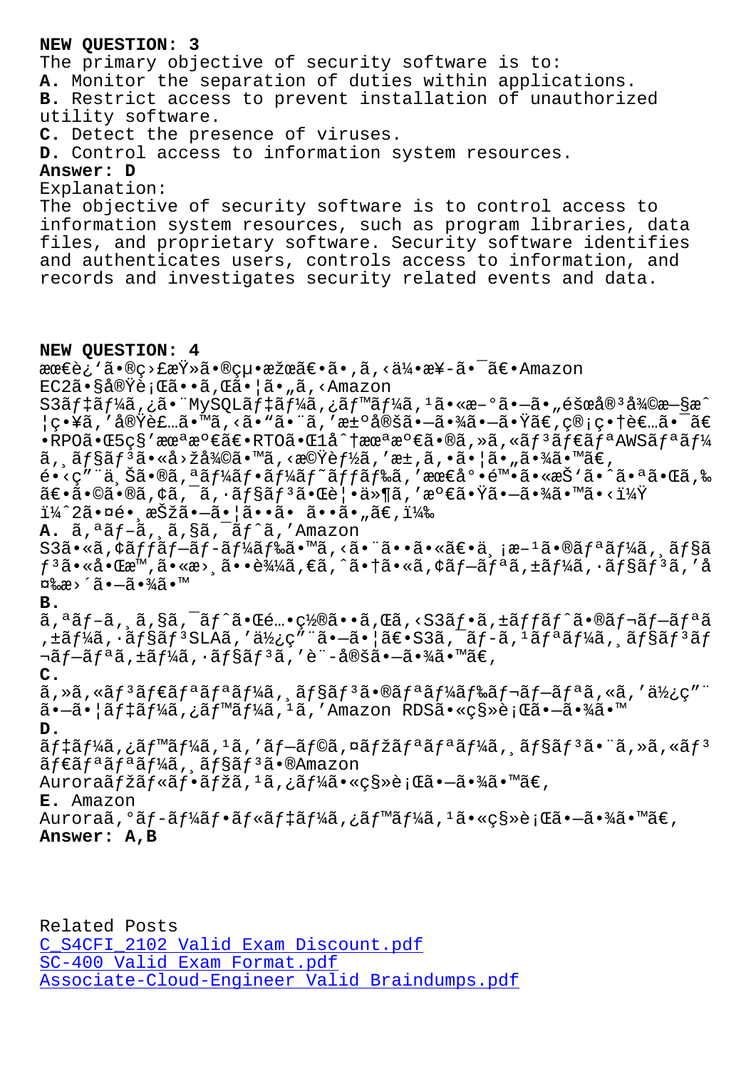**NEW QUESTION: 3**

The primary objective of security software is to:

**A.** Monitor the separation of duties within applications.
**B.** Restrict access to prevent installation of unauthorized utility software.
**C.** Detect the presence of viruses.
**D.** Control access to information system resources.

**Answer: D**

Explanation:
The objective of security software is to control access to information system resources, such as program libraries, data files, and proprietary software. Security software identifies and authenticates users, controls access to information, and records and investigates security related events and data.

**NEW QUESTION: 4**

æœ€è¿'ã•®ç›£æŸ»ã•®çµ•æžœã€•ã•‚ã'‹ä¼šæ¥­ã•¯ã€•Amazon EC2ã•§å®Ÿè¡Œã••ã'Œã•¦ã•„ã'‹Amazon S3ãf‡ãf¼ã'¿ã•¨MySQLãf‡ãf¼ã'¿ãf™ãf¼ã'¹ã•«æ–°ã•—ã•„éšœå®³å¾©æ—§æˆ¦ç•¥ã''実装ã•™ã'‹ã•"ã•¨ã''決定ã•—ã•¾ã•—ã•Ÿã€'ç®¡ç•†è€…ã•¯ã€•RPOã•Œ5ç§'未満ã€•RTOã•Œ1å^†æœªæº€ã•®ã'»ã'«ãf³ãf€ãfªAWSãfªãf¼ã'¸ãf§ãf³ã•«å›žå¾©ã•™ã'‹æ©Ÿèf½ã''æ±'ã'•ã•¦ã•"ã•¾ã•™ã€'
é•‹ç"¨ä¸Šã•®ã'ªãf¼ãf•ãf¼ãf˜ãffãf‰ã''最å°•é™•ã•«æŠ'ã•^ã•ªã•Œã'‰ã€•ã•©ã•®ã'¢ã'¯ã'·ãf§ãf³ã•Œè¦•ä»¶ã''満ã•Ÿã•—ã•¾ã•™ã•‹ï¼Ÿ
ï¼^2ã•¤é•¸æŠžã•—ã•¦ã••ã• ã••ã•"ã€'ï¼‰

**A.** ã'ªãf–ã'¸ã'§ã'¯ãf^ã''Amazon S3ã•«ã'¢ãffãf—ãf­ãf¼ãf‰ã•™ã'‹ã•¨ã••ã•«ã€•ä¸¡æ–¹ã•®ãfªãf¼ã'¸ãf§ãf³ã•«å•Œæ™‚ã•«æ›¸ã••è¾¼ã'€ã'ˆã•†ã•«ã'¢ãf—ãfªã'±ãf¼ã'·ãf§ãf³ã''å¤‰æ›´ã•—ã•¾ã•™
**B.** ã'ªãf–ã'¸ã'§ã'¯ãf^ã•Œé…•ç½®ã••ã'Œã'‹S3ãf•ã'±ãffãf^ã•®ãf¬ãf—ãfªã'±ãf¼ã'·ãf§ãf³SLAã''ä½¿ç"¨ã•—ã•¦ã€•S3ã'¯ãf­ã'¹ãfªãf¼ã'¸ãf§ãf³ãf¬ãf—ãfªã'±ãf¼ã'·ãf§ãf³ã''è¨­å®šã•—ã•¾ã•™ã€'
**C.** ã'»ã'«ãf³ãf€ãfªãfªãf¼ã'¸ãf§ãf³ã•®ãfªãf¼ãf‰ãf¬ãf—ãfªã'«ã''ä½¿ç"¨ã•—ã•¦ãf‡ãf¼ã'¿ãf™ãf¼ã'¹ã''Amazon RDSã•«ç§»è¡Œã•—ã•¾ã•™
**D.** ãf‡ãf¼ã'¿ãf™ãf¼ã'¹ã''ãf—ãf©ã'¤ãfžãfªãfªãf¼ã'¸ãf§ãf³ã•¨ã'»ã'«ãf³ãf€ãfªãfªãf¼ã'¸ãf§ãf³ã•®Amazon Auroraãfžãf«ãf•ãfžã'¹ã'¿ãf¼ã•«ç§»è¡Œã•—ã•¾ã•™ã€'
**E.** Amazon Auroraã'°ãf­ãf¼ãf•ãf«ãf‡ãf¼ã'¿ãf™ãf¼ã'¹ã•«ç§»è¡Œã•—ã•¾ã•™ã€'

**Answer: A,B**

Related Posts
C_S4CFI_2102 Valid Exam Discount.pdf
SC-400 Valid Exam Format.pdf
Associate-Cloud-Engineer Valid Braindumps.pdf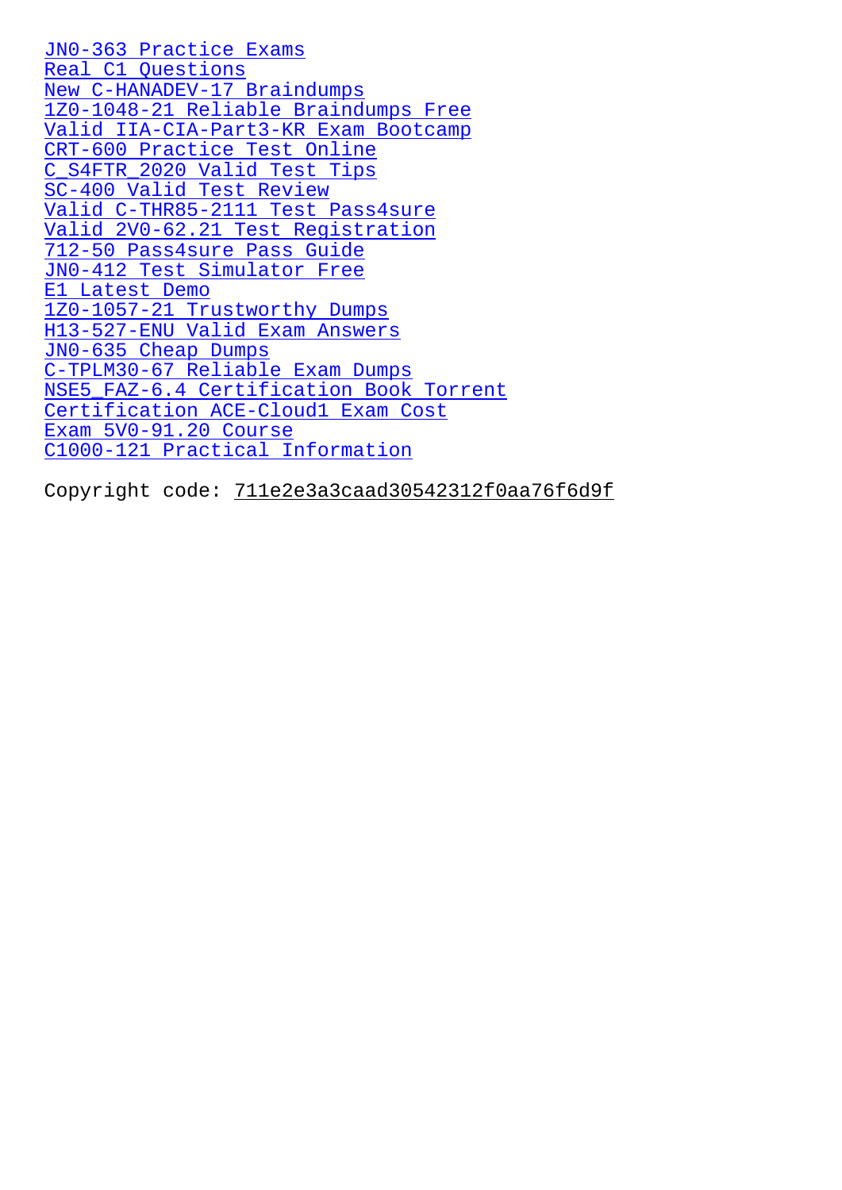JN0-363 Practice Exams
Real C1 Questions
New C-HANADEV-17 Braindumps
1Z0-1048-21 Reliable Braindumps Free
Valid IIA-CIA-Part3-KR Exam Bootcamp
CRT-600 Practice Test Online
C_S4FTR_2020 Valid Test Tips
SC-400 Valid Test Review
Valid C-THR85-2111 Test Pass4sure
Valid 2V0-62.21 Test Registration
712-50 Pass4sure Pass Guide
JN0-412 Test Simulator Free
E1 Latest Demo
1Z0-1057-21 Trustworthy Dumps
H13-527-ENU Valid Exam Answers
JN0-635 Cheap Dumps
C-TPLM30-67 Reliable Exam Dumps
NSE5_FAZ-6.4 Certification Book Torrent
Certification ACE-Cloud1 Exam Cost
Exam 5V0-91.20 Course
C1000-121 Practical Information

Copyright code: 711e2e3a3caad30542312f0aa76f6d9f